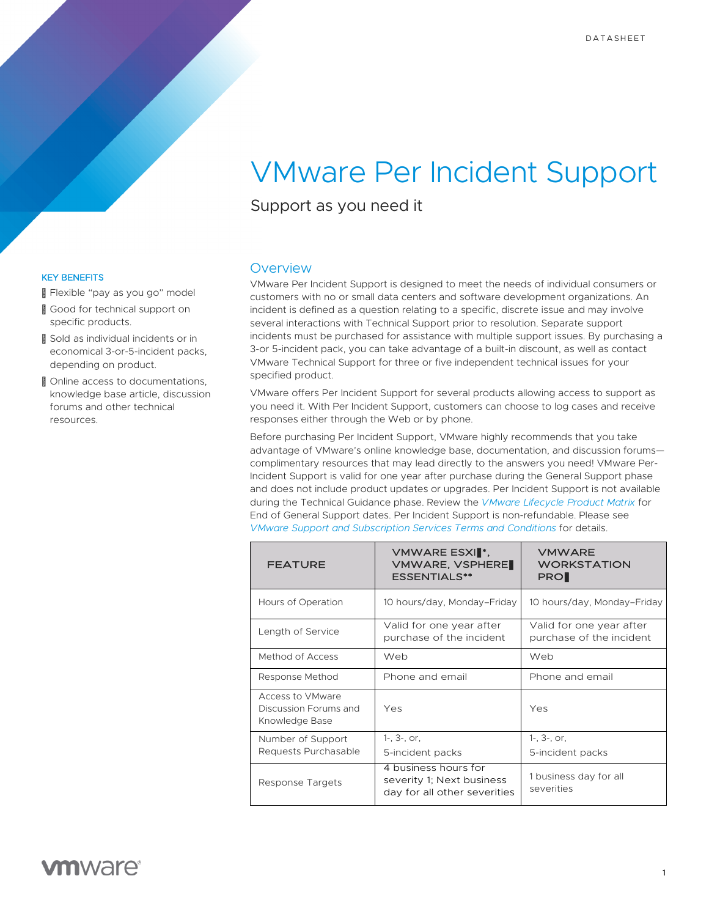DATASHEET

# VMware Per Incident Support

## Support as you need it

### KEY BENEFITS

- Flexible "pay as you go" model
- Good for technical support on specific products.
- Sold as individual incidents or in economical 3-or-5-incident packs, depending on product.
- Online access to documentations, knowledge base article, discussion forums and other technical resources.

## Overview

VMware Per Incident Support is designed to meet the needs of individual consumers or customers with no or small data centers and software development organizations. An incident is defined as a question relating to a specific, discrete issue and may involve several interactions with Technical Support prior to resolution. Separate support incidents must be purchased for assistance with multiple support issues. By purchasing a 3-or 5-incident pack, you can take advantage of a built-in discount, as well as contact VMware Technical Support for three or five independent technical issues for your specified product.

VMware offers Per Incident Support for several products allowing access to support as you need it. With Per Incident Support, customers can choose to log cases and receive responses either through the Web or by phone.

Before purchasing Per Incident Support, VMware highly recommends that you take advantage of VMware's online knowledge base, documentation, and discussion forums—complimentary resources that may lead directly to the answers you need! VMware Per-Incident Support is valid for one year after purchase during the General Support phase and does not include product updates or upgrades. Per Incident Support is not available during the Technical Guidance phase. Review the *VMware Lifecycle Product Matrix* for End of General Support dates. Per Incident Support is non-refundable. Please see *VMware Support and Subscription Services Terms and Conditions* for details.

| FEATURE | VMWARE ESXI®*, VMWARE, VSPHERE® ESSENTIALS** | VMWARE WORKSTATION PRO® |
| --- | --- | --- |
| Hours of Operation | 10 hours/day, Monday–Friday | 10 hours/day, Monday–Friday |
| Length of Service | Valid for one year after purchase of the incident | Valid for one year after purchase of the incident |
| Method of Access | Web | Web |
| Response Method | Phone and email | Phone and email |
| Access to VMware Discussion Forums and Knowledge Base | Yes | Yes |
| Number of Support Requests Purchasable | 1-, 3-, or, 5-incident packs | 1-, 3-, or, 5-incident packs |
| Response Targets | 4 business hours for severity 1; Next business day for all other severities | 1 business day for all severities |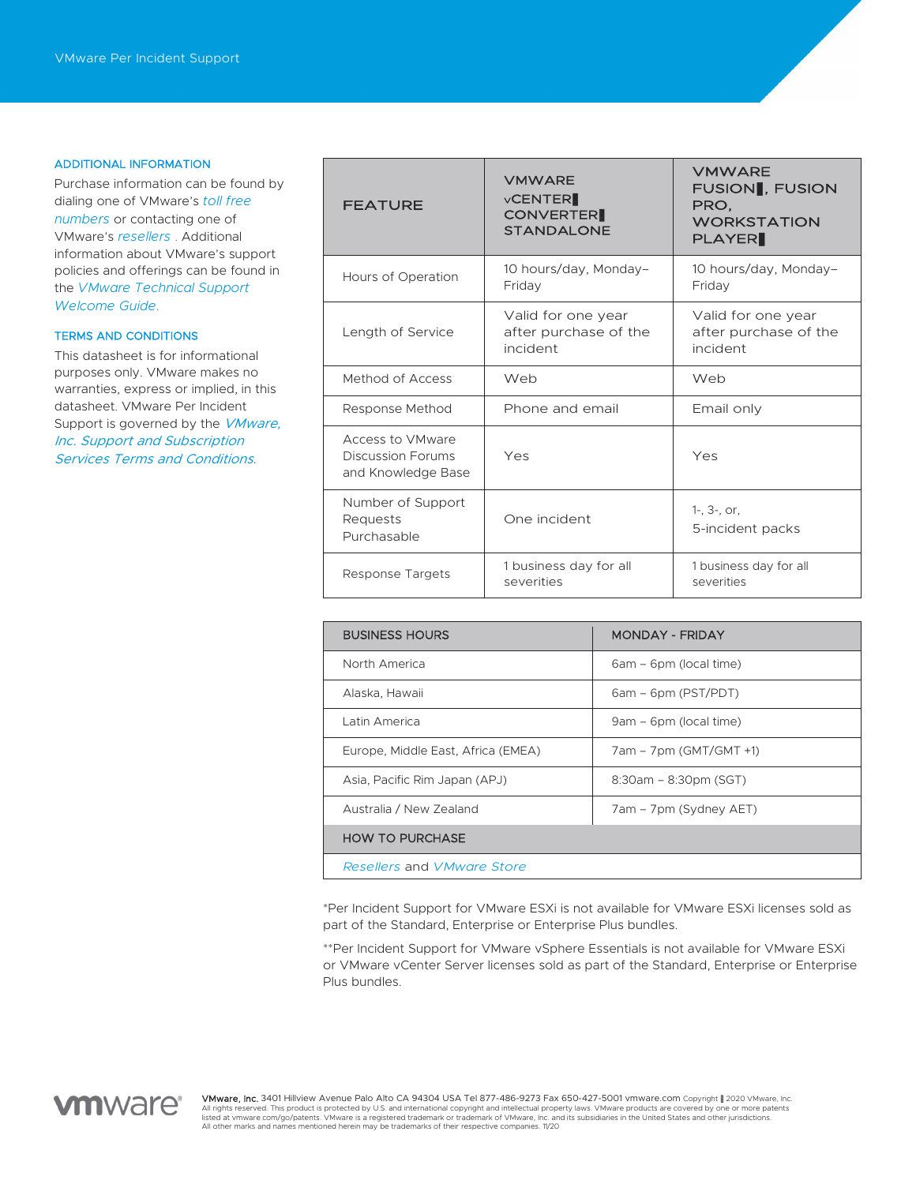## ADDITIONAL INFORMATION

Purchase information can be found by dialing one of VMware's *toll free numbers* or contacting one of VMware's *resellers* . Additional information about VMware's support policies and offerings can be found in the *VMware Technical Support Welcome Guide*.

## TERMS AND CONDITIONS

This datasheet is for informational purposes only. VMware makes no warranties, express or implied, in this datasheet. VMware Per Incident Support is governed by the *VMware, Inc. Support and Subscription Services Terms and Conditions.*

| FEATURE | VMWARE vCENTER▌ CONVERTER▌ STANDALONE | VMWARE FUSION▌, FUSION PRO, WORKSTATION PLAYER▌ |
|---|---|---|
| Hours of Operation | 10 hours/day, Monday–Friday | 10 hours/day, Monday–Friday |
| Length of Service | Valid for one year after purchase of the incident | Valid for one year after purchase of the incident |
| Method of Access | Web | Web |
| Response Method | Phone and email | Email only |
| Access to VMware Discussion Forums and Knowledge Base | Yes | Yes |
| Number of Support Requests Purchasable | One incident | 1-, 3-, or, 5-incident packs |
| Response Targets | 1 business day for all severities | 1 business day for all severities |

| BUSINESS HOURS | MONDAY - FRIDAY |
|---|---|
| North America | 6am – 6pm (local time) |
| Alaska, Hawaii | 6am – 6pm (PST/PDT) |
| Latin America | 9am – 6pm (local time) |
| Europe, Middle East, Africa (EMEA) | 7am – 7pm (GMT/GMT +1) |
| Asia, Pacific Rim Japan (APJ) | 8:30am – 8:30pm (SGT) |
| Australia / New Zealand | 7am – 7pm (Sydney AET) |
| **HOW TO PURCHASE** | |
| *Resellers* and *VMware Store* | |

*Per Incident Support for VMware ESXi is not available for VMware ESXi licenses sold as part of the Standard, Enterprise or Enterprise Plus bundles.

**Per Incident Support for VMware vSphere Essentials is not available for VMware ESXi or VMware vCenter Server licenses sold as part of the Standard, Enterprise or Enterprise Plus bundles.

**VMware, Inc.** 3401 Hillview Avenue Palo Alto CA 94304 USA Tel 877-486-9273 Fax 650-427-5001 vmware.com Copyright ▌ 2020 VMware, Inc. All rights reserved. This product is protected by U.S. and international copyright and intellectual property laws. VMware products are covered by one or more patents listed at vmware.com/go/patents. VMware is a registered trademark or trademark of VMware, Inc. and its subsidiaries in the United States and other jurisdictions. All other marks and names mentioned herein may be trademarks of their respective companies. 11/20